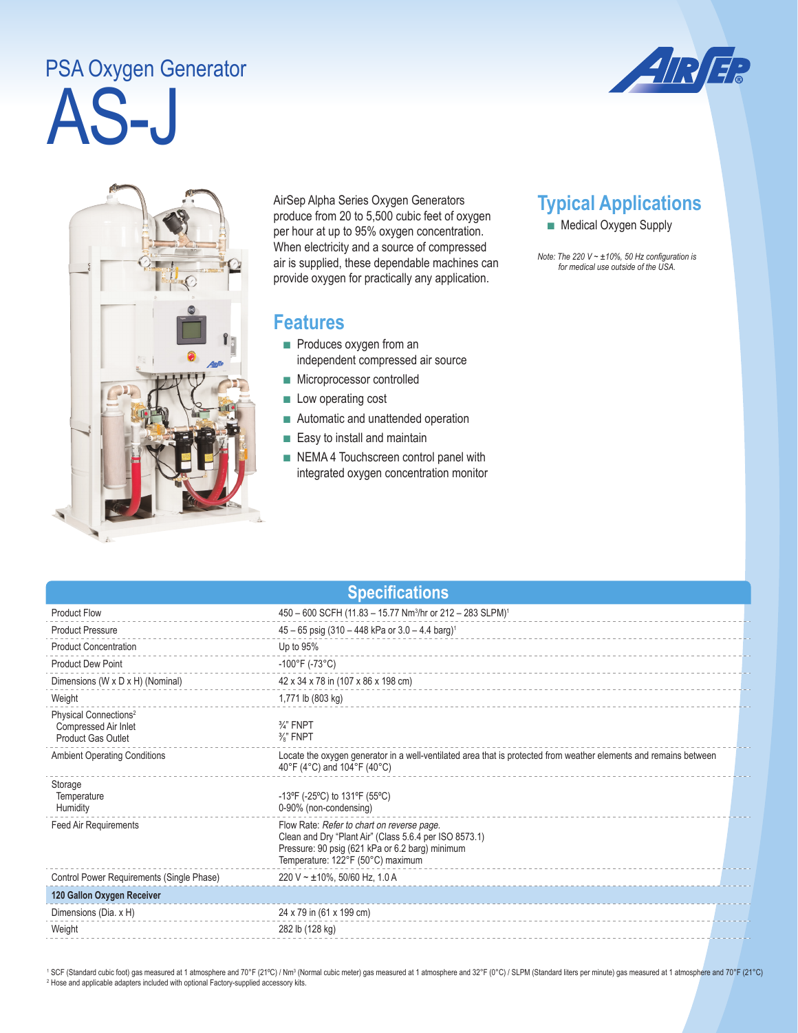# PSA Oxygen Generator

# AS-J

AirSep Alpha Series Oxygen Generators produce from 20 to 5,500 cubic feet of oxygen per hour at up to 95% oxygen concentration. When electricity and a source of compressed air is supplied, these dependable machines can provide oxygen for practically any application.

## Features

- Produces oxygen from an independent compressed air source
- Microprocessor controlled
- Low operating cost
- Automatic and unattended operation
- Easy to install and maintain
- NEMA 4 Touchscreen control panel with integrated oxygen concentration monitor

## Typical Applications

- Medical Oxygen Supply

*Note: The 220 V ~ ±10%, 50 Hz configuration is for medical use outside of the USA.*

## Specifications

| | |
|---|---|
| Product Flow | 450 – 600 SCFH (11.83 – 15.77 Nm³/hr or 212 – 283 SLPM)[1] |
| Product Pressure | 45 – 65 psig (310 – 448 kPa or 3.0 – 4.4 barg)[1] |
| Product Concentration | Up to 95% |
| Product Dew Point | -100°F (-73°C) |
| Dimensions (W x D x H) (Nominal) | 42 x 34 x 78 in (107 x 86 x 198 cm) |
| Weight | 1,771 lb (803 kg) |
| Physical Connections[2]<br>Compressed Air Inlet<br>Product Gas Outlet | <br>¾" FNPT<br>⅜" FNPT |
| Ambient Operating Conditions | Locate the oxygen generator in a well-ventilated area that is protected from weather elements and remains between 40°F (4°C) and 104°F (40°C) |
| Storage<br>Temperature<br>Humidity | <br>-13ºF (-25ºC) to 131ºF (55ºC)<br>0-90% (non-condensing) |
| Feed Air Requirements | Flow Rate: *Refer to chart on reverse page.*<br>Clean and Dry "Plant Air" (Class 5.6.4 per ISO 8573.1)<br>Pressure: 90 psig (621 kPa or 6.2 barg) minimum<br>Temperature: 122°F (50°C) maximum |
| Control Power Requirements (Single Phase) | 220 V ~ ±10%, 50/60 Hz, 1.0 A |
| **120 Gallon Oxygen Receiver** | |
| Dimensions (Dia. x H) | 24 x 79 in (61 x 199 cm) |
| Weight | 282 lb (128 kg) |

[1] SCF (Standard cubic foot) gas measured at 1 atmosphere and 70°F (21ºC) / Nm³ (Normal cubic meter) gas measured at 1 atmosphere and 32°F (0°C) / SLPM (Standard liters per minute) gas measured at 1 atmosphere and 70°F (21°C)
[2] Hose and applicable adapters included with optional Factory-supplied accessory kits.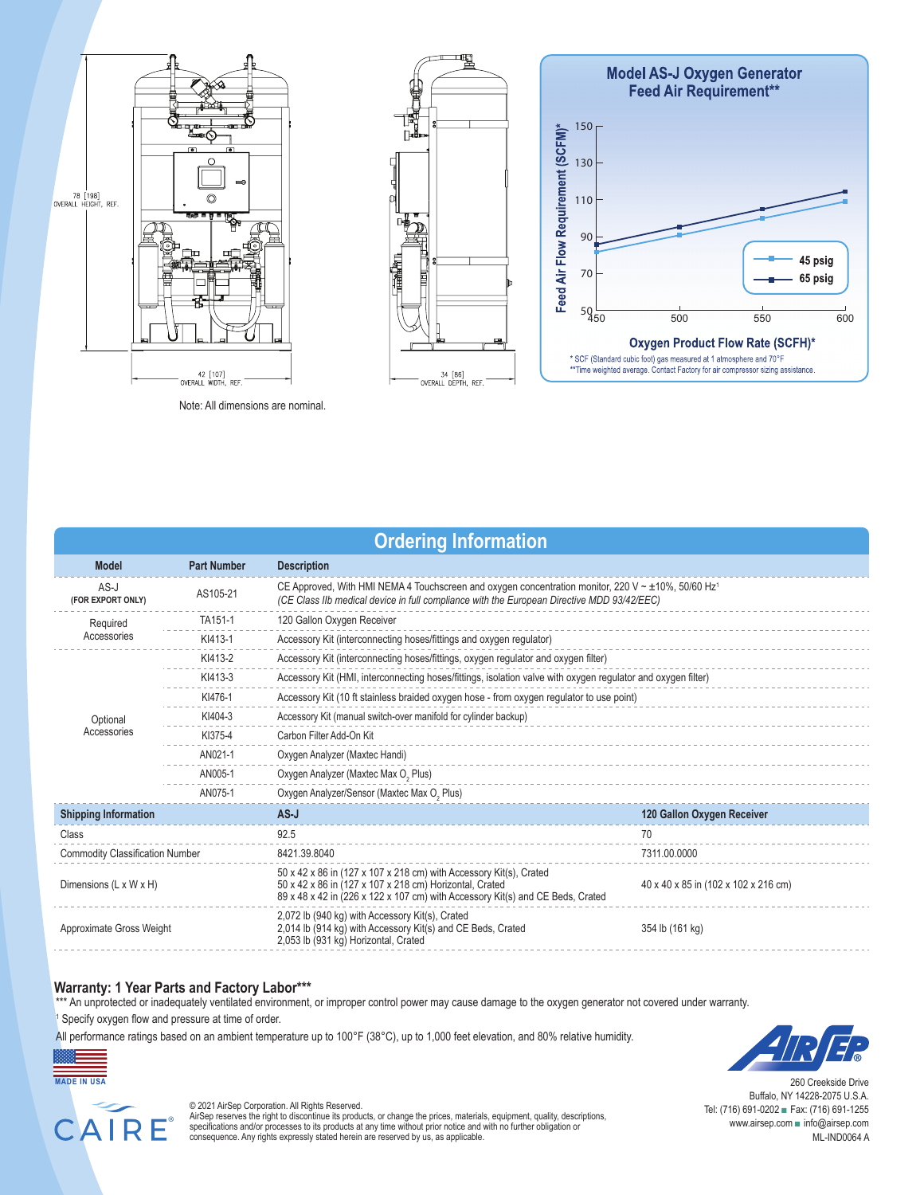78 [198]
OVERALL HEIGHT, REF.

42 [107]
OVERALL WIDTH, REF.

34 [86]
OVERALL DEPTH, REF.

Note: All dimensions are nominal.

**Model AS-J Oxygen Generator**
**Feed Air Requirement****

Feed Air Flow Requirement (SCFM)*

150
130
110
90
70
50

450
500
550
600

Oxygen Product Flow Rate (SCFH)*

45 psig
65 psig

* SCF (Standard cubic foot) gas measured at 1 atmosphere and 70°F
**Time weighted average. Contact Factory for air compressor sizing assistance.

## Ordering Information

| Model | Part Number | Description |
|---|---|---|
| AS-J (FOR EXPORT ONLY) | AS105-21 | CE Approved, With HMI NEMA 4 Touchscreen and oxygen concentration monitor, 220 V ~ ±10%, 50/60 Hz[1] *(CE Class IIb medical device in full compliance with the European Directive MDD 93/42/EEC)* |
| Required Accessories | TA151-1 | 120 Gallon Oxygen Receiver |
| | KI413-1 | Accessory Kit (interconnecting hoses/fittings and oxygen regulator) |
| Optional Accessories | KI413-2 | Accessory Kit (interconnecting hoses/fittings, oxygen regulator and oxygen filter) |
| | KI413-3 | Accessory Kit (HMI, interconnecting hoses/fittings, isolation valve with oxygen regulator and oxygen filter) |
| | KI476-1 | Accessory Kit (10 ft stainless braided oxygen hose - from oxygen regulator to use point) |
| | KI404-3 | Accessory Kit (manual switch-over manifold for cylinder backup) |
| | KI375-4 | Carbon Filter Add-On Kit |
| | AN021-1 | Oxygen Analyzer (Maxtec Handi) |
| | AN005-1 | Oxygen Analyzer (Maxtec Max $O_2$ Plus) |
| | AN075-1 | Oxygen Analyzer/Sensor (Maxtec Max $O_2$ Plus) |

| Shipping Information | AS-J | 120 Gallon Oxygen Receiver |
|---|---|---|
| Class | 92.5 | 70 |
| Commodity Classification Number | 8421.39.8040 | 7311.00.0000 |
| Dimensions (L x W x H) | 50 x 42 x 86 in (127 x 107 x 218 cm) with Accessory Kit(s), Crated<br>50 x 42 x 86 in (127 x 107 x 218 cm) Horizontal, Crated<br>89 x 48 x 42 in (226 x 122 x 107 cm) with Accessory Kit(s) and CE Beds, Crated | 40 x 40 x 85 in (102 x 102 x 216 cm) |
| Approximate Gross Weight | 2,072 lb (940 kg) with Accessory Kit(s), Crated<br>2,014 lb (914 kg) with Accessory Kit(s) and CE Beds, Crated<br>2,053 lb (931 kg) Horizontal, Crated | 354 lb (161 kg) |

**Warranty: 1 Year Parts and Factory Labor*****

*** An unprotected or inadequately ventilated environment, or improper control power may cause damage to the oxygen generator not covered under warranty.

[1] Specify oxygen flow and pressure at time of order.

All performance ratings based on an ambient temperature up to 100°F (38°C), up to 1,000 feet elevation, and 80% relative humidity.

MADE IN USA

CAIRE

© 2021 AirSep Corporation. All Rights Reserved.
AirSep reserves the right to discontinue its products, or change the prices, materials, equipment, quality, descriptions, specifications and/or processes to its products at any time without prior notice and with no further obligation or consequence. Any rights expressly stated herein are reserved by us, as applicable.

AirSep

260 Creekside Drive
Buffalo, NY 14228-2075 U.S.A.
Tel: (716) 691-0202 ■ Fax: (716) 691-1255
www.airsep.com ■ info@airsep.com
ML-IND0064 A